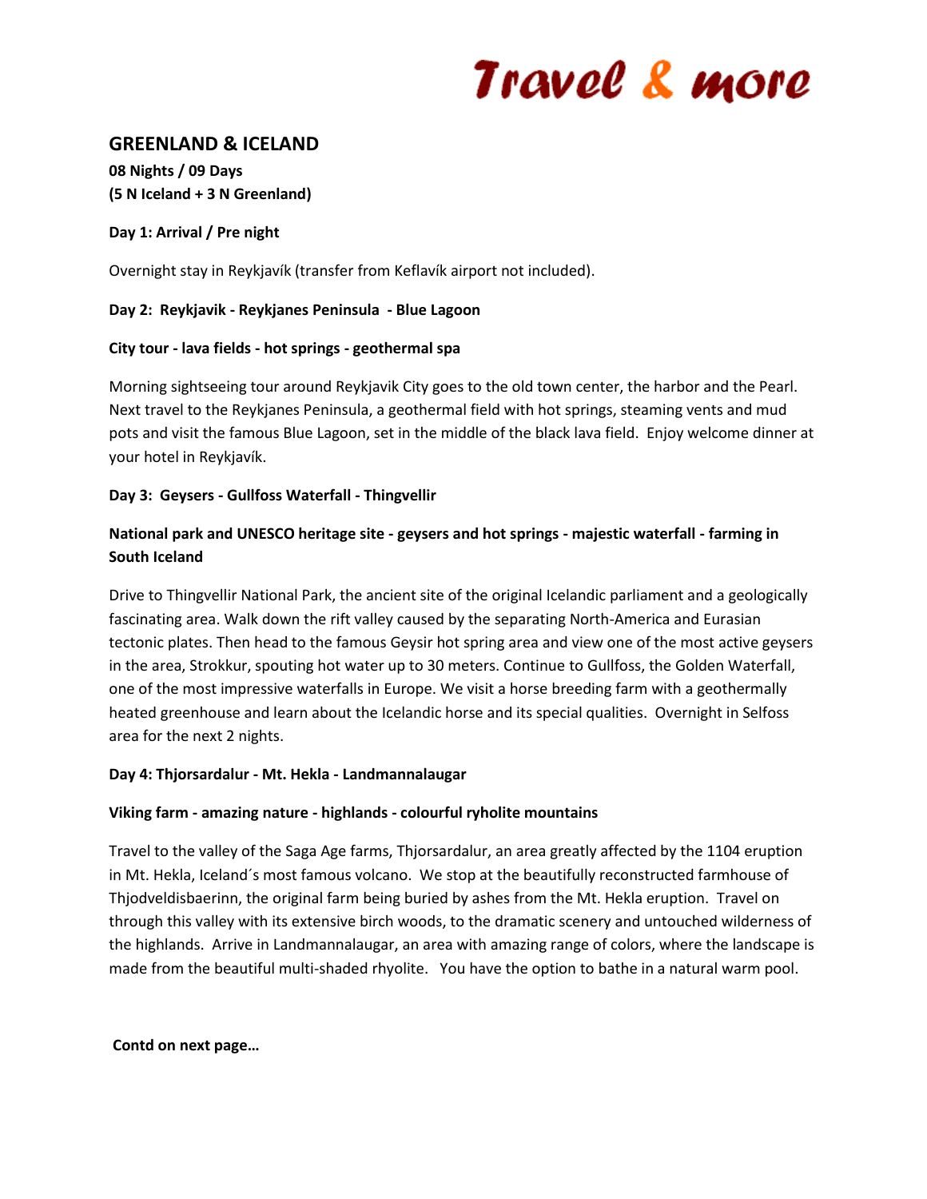Travel & more

# GREENLAND & ICELAND

**08 Nights / 09 Days**
**(5 N Iceland + 3 N Greenland)**

**Day 1: Arrival / Pre night**

Overnight stay in Reykjavík (transfer from Keflavík airport not included).

**Day 2: Reykjavik - Reykjanes Peninsula - Blue Lagoon**

**City tour - lava fields - hot springs - geothermal spa**

Morning sightseeing tour around Reykjavik City goes to the old town center, the harbor and the Pearl. Next travel to the Reykjanes Peninsula, a geothermal field with hot springs, steaming vents and mud pots and visit the famous Blue Lagoon, set in the middle of the black lava field. Enjoy welcome dinner at your hotel in Reykjavík.

**Day 3: Geysers - Gullfoss Waterfall - Thingvellir**

**National park and UNESCO heritage site - geysers and hot springs - majestic waterfall - farming in South Iceland**

Drive to Thingvellir National Park, the ancient site of the original Icelandic parliament and a geologically fascinating area. Walk down the rift valley caused by the separating North-America and Eurasian tectonic plates. Then head to the famous Geysir hot spring area and view one of the most active geysers in the area, Strokkur, spouting hot water up to 30 meters. Continue to Gullfoss, the Golden Waterfall, one of the most impressive waterfalls in Europe. We visit a horse breeding farm with a geothermally heated greenhouse and learn about the Icelandic horse and its special qualities. Overnight in Selfoss area for the next 2 nights.

**Day 4: Thjorsardalur - Mt. Hekla - Landmannalaugar**

**Viking farm - amazing nature - highlands - colourful ryholite mountains**

Travel to the valley of the Saga Age farms, Thjorsardalur, an area greatly affected by the 1104 eruption in Mt. Hekla, Iceland´s most famous volcano. We stop at the beautifully reconstructed farmhouse of Thjodveldisbaerinn, the original farm being buried by ashes from the Mt. Hekla eruption. Travel on through this valley with its extensive birch woods, to the dramatic scenery and untouched wilderness of the highlands. Arrive in Landmannalaugar, an area with amazing range of colors, where the landscape is made from the beautiful multi-shaded rhyolite. You have the option to bathe in a natural warm pool.

**Contd on next page…**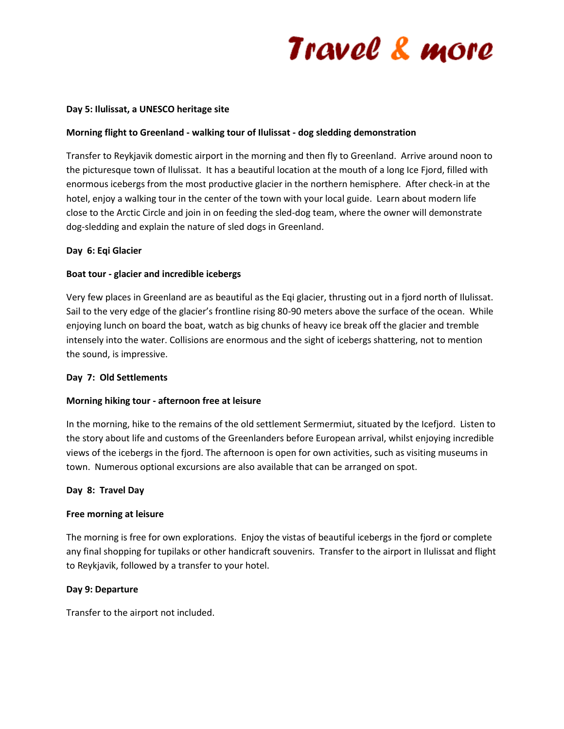**Day 5: Ilulissat, a UNESCO heritage site**

**Morning flight to Greenland - walking tour of Ilulissat - dog sledding demonstration**

Transfer to Reykjavik domestic airport in the morning and then fly to Greenland. Arrive around noon to the picturesque town of Ilulissat. It has a beautiful location at the mouth of a long Ice Fjord, filled with enormous icebergs from the most productive glacier in the northern hemisphere. After check-in at the hotel, enjoy a walking tour in the center of the town with your local guide. Learn about modern life close to the Arctic Circle and join in on feeding the sled-dog team, where the owner will demonstrate dog-sledding and explain the nature of sled dogs in Greenland.

**Day 6: Eqi Glacier**

**Boat tour - glacier and incredible icebergs**

Very few places in Greenland are as beautiful as the Eqi glacier, thrusting out in a fjord north of Ilulissat. Sail to the very edge of the glacier's frontline rising 80-90 meters above the surface of the ocean. While enjoying lunch on board the boat, watch as big chunks of heavy ice break off the glacier and tremble intensely into the water. Collisions are enormous and the sight of icebergs shattering, not to mention the sound, is impressive.

**Day 7: Old Settlements**

**Morning hiking tour - afternoon free at leisure**

In the morning, hike to the remains of the old settlement Sermermiut, situated by the Icefjord. Listen to the story about life and customs of the Greenlanders before European arrival, whilst enjoying incredible views of the icebergs in the fjord. The afternoon is open for own activities, such as visiting museums in town. Numerous optional excursions are also available that can be arranged on spot.

**Day 8: Travel Day**

**Free morning at leisure**

The morning is free for own explorations. Enjoy the vistas of beautiful icebergs in the fjord or complete any final shopping for tupilaks or other handicraft souvenirs. Transfer to the airport in Ilulissat and flight to Reykjavik, followed by a transfer to your hotel.

**Day 9: Departure**

Transfer to the airport not included.